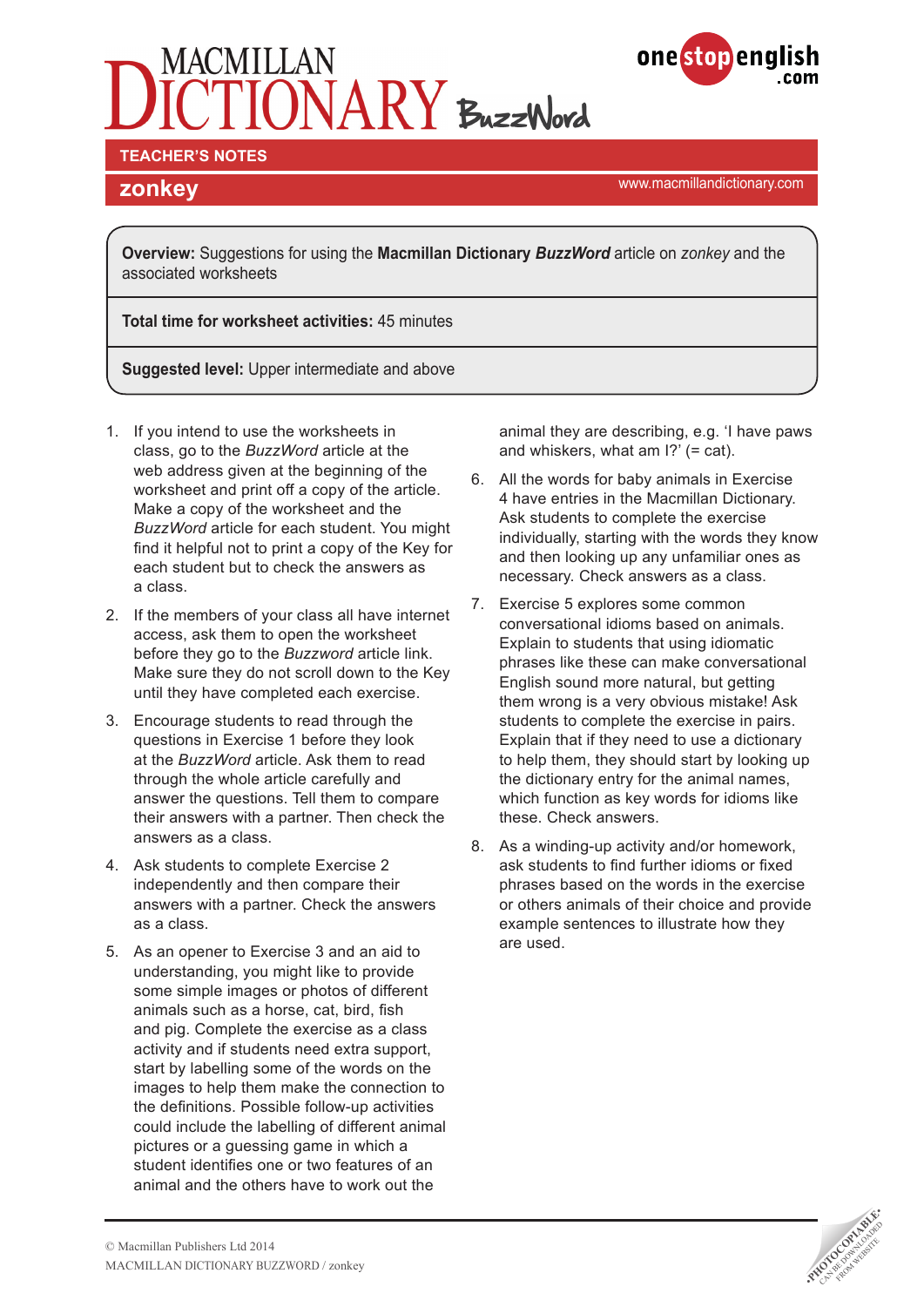# MACMILLAN DICTIONARY BuzzWord

onestopenglish.com

**TEACHER'S NOTES**

## zonkey

www.macmillandictionary.com

**Overview:** Suggestions for using the **Macmillan Dictionary *BuzzWord*** article on *zonkey* and the associated worksheets

**Total time for worksheet activities:** 45 minutes

**Suggested level:** Upper intermediate and above

1. If you intend to use the worksheets in class, go to the *BuzzWord* article at the web address given at the beginning of the worksheet and print off a copy of the article. Make a copy of the worksheet and the *BuzzWord* article for each student. You might find it helpful not to print a copy of the Key for each student but to check the answers as a class.
2. If the members of your class all have internet access, ask them to open the worksheet before they go to the *Buzzword* article link. Make sure they do not scroll down to the Key until they have completed each exercise.
3. Encourage students to read through the questions in Exercise 1 before they look at the *BuzzWord* article. Ask them to read through the whole article carefully and answer the questions. Tell them to compare their answers with a partner. Then check the answers as a class.
4. Ask students to complete Exercise 2 independently and then compare their answers with a partner. Check the answers as a class.
5. As an opener to Exercise 3 and an aid to understanding, you might like to provide some simple images or photos of different animals such as a horse, cat, bird, fish and pig. Complete the exercise as a class activity and if students need extra support, start by labelling some of the words on the images to help them make the connection to the definitions. Possible follow-up activities could include the labelling of different animal pictures or a guessing game in which a student identifies one or two features of an animal and the others have to work out the animal they are describing, e.g. 'I have paws and whiskers, what am I?' (= cat).
6. All the words for baby animals in Exercise 4 have entries in the Macmillan Dictionary. Ask students to complete the exercise individually, starting with the words they know and then looking up any unfamiliar ones as necessary. Check answers as a class.
7. Exercise 5 explores some common conversational idioms based on animals. Explain to students that using idiomatic phrases like these can make conversational English sound more natural, but getting them wrong is a very obvious mistake! Ask students to complete the exercise in pairs. Explain that if they need to use a dictionary to help them, they should start by looking up the dictionary entry for the animal names, which function as key words for idioms like these. Check answers.
8. As a winding-up activity and/or homework, ask students to find further idioms or fixed phrases based on the words in the exercise or others animals of their choice and provide example sentences to illustrate how they are used.

© Macmillan Publishers Ltd 2014
MACMILLAN DICTIONARY BUZZWORD / zonkey

PHOTOCOPIABLE CAN BE DOWNLOADED FROM WEBSITE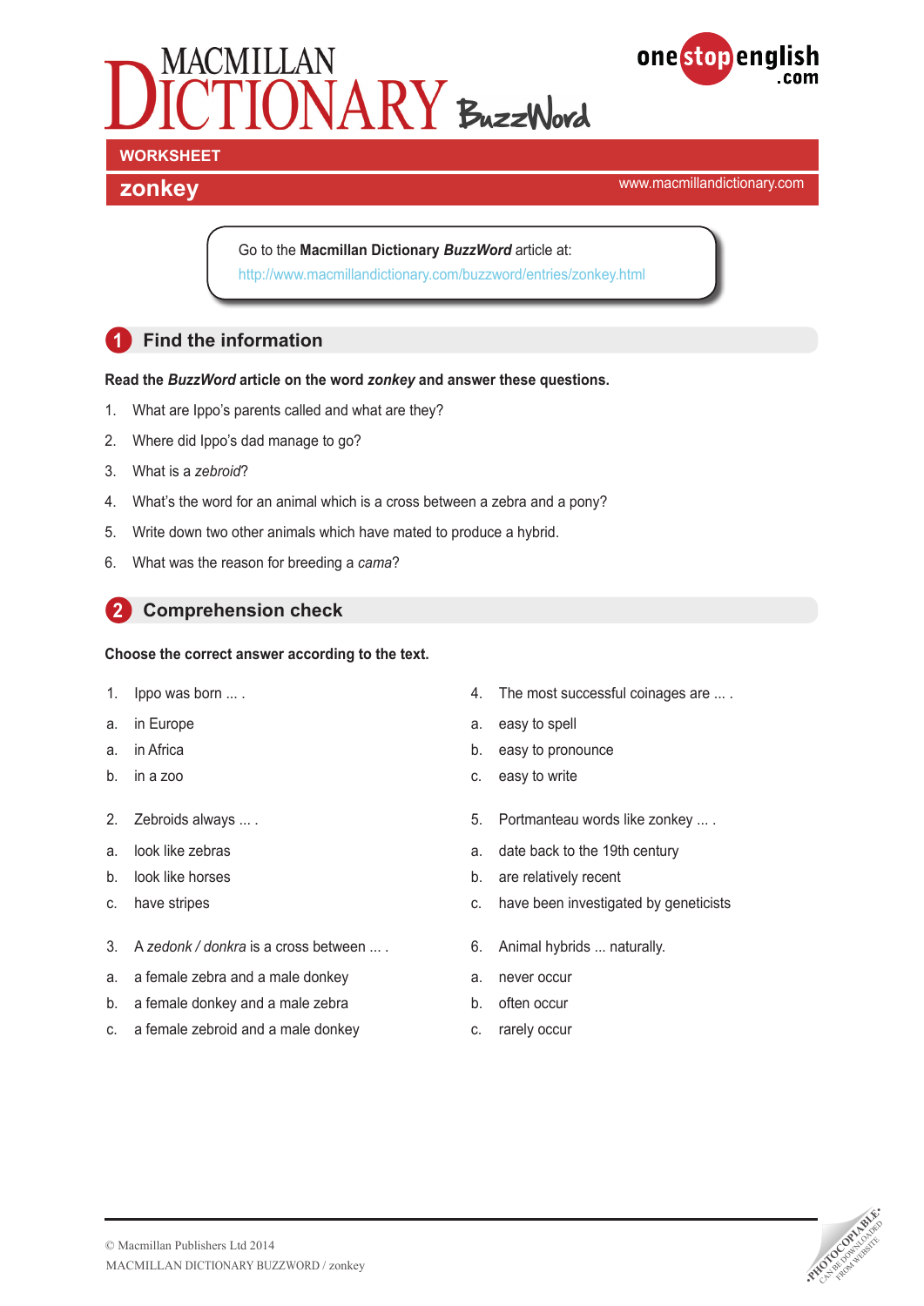# MACMILLAN DICTIONARY BuzzWord

onestopenglish.com

**WORKSHEET**

## zonkey

www.macmillandictionary.com

Go to the **Macmillan Dictionary *BuzzWord*** article at:
http://www.macmillandictionary.com/buzzword/entries/zonkey.html

## 1 Find the information

**Read the *BuzzWord* article on the word *zonkey* and answer these questions.**

1. What are Ippo's parents called and what are they?
2. Where did Ippo's dad manage to go?
3. What is a *zebroid*?
4. What's the word for an animal which is a cross between a zebra and a pony?
5. Write down two other animals which have mated to produce a hybrid.
6. What was the reason for breeding a *cama*?

## 2 Comprehension check

**Choose the correct answer according to the text.**

1. Ippo was born ... .
   a. in Europe
   a. in Africa
   b. in a zoo

2. Zebroids always ... .
   a. look like zebras
   b. look like horses
   c. have stripes

3. A *zedonk / donkra* is a cross between ... .
   a. a female zebra and a male donkey
   b. a female donkey and a male zebra
   c. a female zebroid and a male donkey

4. The most successful coinages are ... .
   a. easy to spell
   b. easy to pronounce
   c. easy to write

5. Portmanteau words like zonkey ... .
   a. date back to the 19th century
   b. are relatively recent
   c. have been investigated by geneticists

6. Animal hybrids ... naturally.
   a. never occur
   b. often occur
   c. rarely occur

© Macmillan Publishers Ltd 2014
MACMILLAN DICTIONARY BUZZWORD / zonkey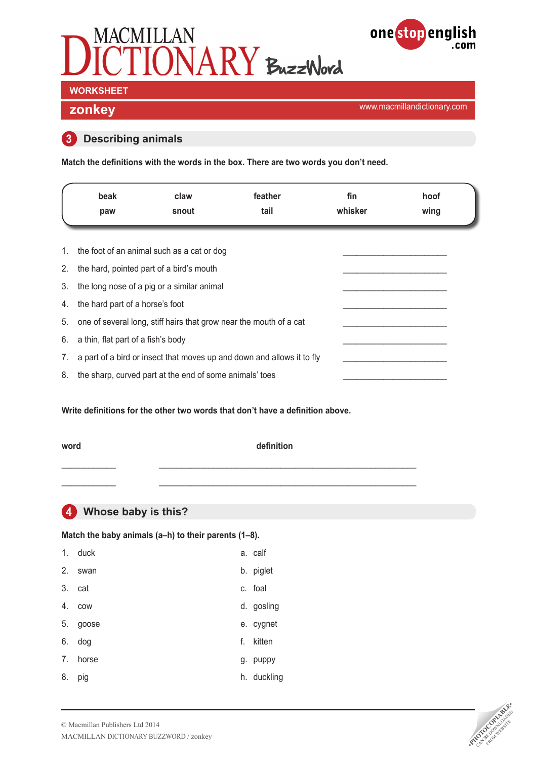# MACMILLAN DICTIONARY BuzzWord

**WORKSHEET**

## zonkey

www.macmillandictionary.com

## 3 Describing animals

**Match the definitions with the words in the box. There are two words you don't need.**

| beak | claw | feather | fin | hoof |
|---|---|---|---|---|
| paw | snout | tail | whisker | wing |

1. the foot of an animal such as a cat or dog ____________________
2. the hard, pointed part of a bird's mouth ____________________
3. the long nose of a pig or a similar animal ____________________
4. the hard part of a horse's foot ____________________
5. one of several long, stiff hairs that grow near the mouth of a cat ____________________
6. a thin, flat part of a fish's body ____________________
7. a part of a bird or insect that moves up and down and allows it to fly ____________________
8. the sharp, curved part at the end of some animals' toes ____________________

**Write definitions for the other two words that don't have a definition above.**

| word | definition |
|---|---|
| __________ | ______________________________________________ |
| __________ | ______________________________________________ |

## 4 Whose baby is this?

**Match the baby animals (a–h) to their parents (1–8).**

| | |
|---|---|
| 1. duck | a. calf |
| 2. swan | b. piglet |
| 3. cat | c. foal |
| 4. cow | d. gosling |
| 5. goose | e. cygnet |
| 6. dog | f. kitten |
| 7. horse | g. puppy |
| 8. pig | h. duckling |

© Macmillan Publishers Ltd 2014
MACMILLAN DICTIONARY BUZZWORD / zonkey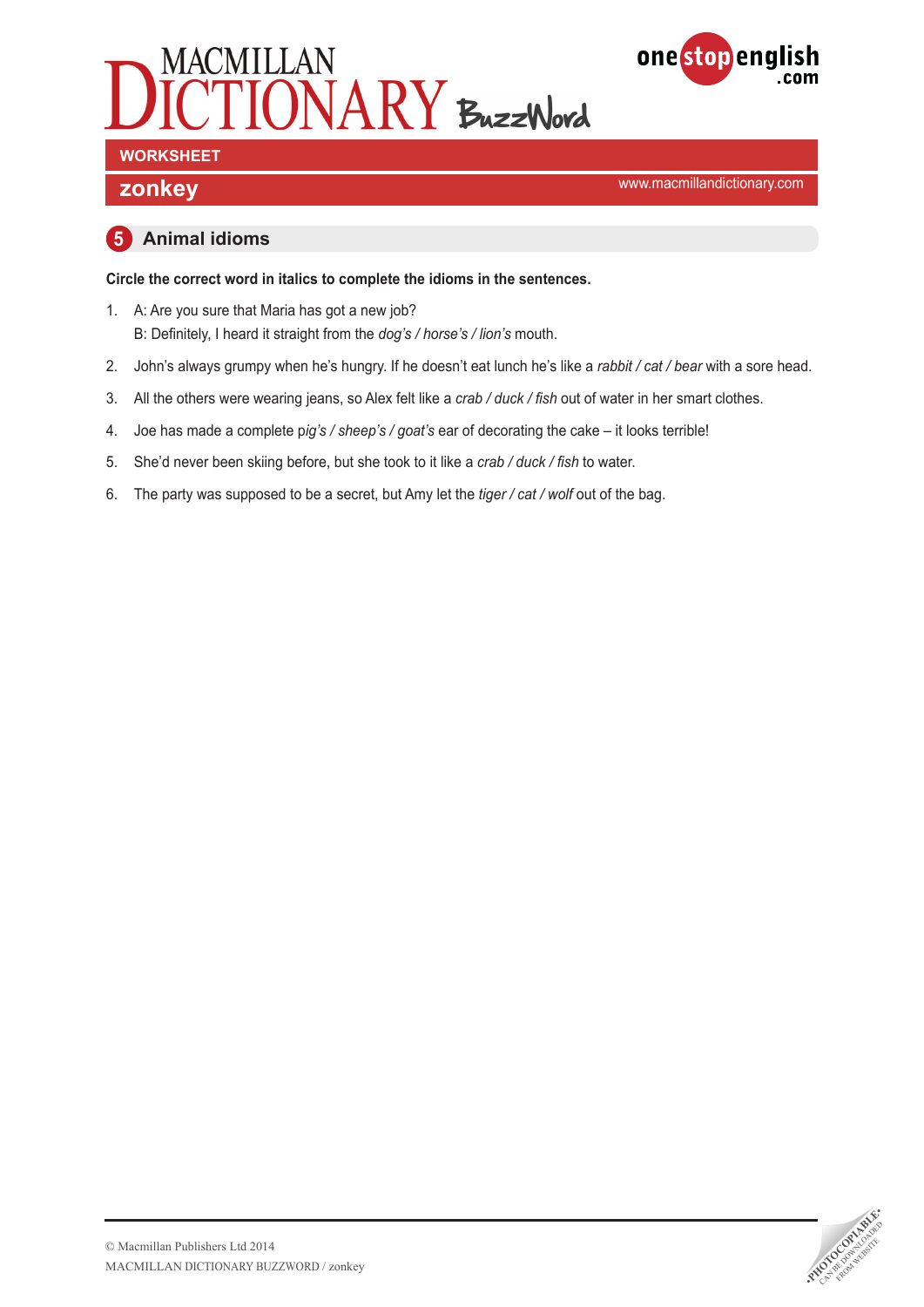MACMILLAN DICTIONARY BuzzWord

onestopenglish.com

**WORKSHEET**

# zonkey

www.macmillandictionary.com

## 5 Animal idioms

**Circle the correct word in italics to complete the idioms in the sentences.**

1. A: Are you sure that Maria has got a new job?
   B: Definitely, I heard it straight from the *dog's / horse's / lion's* mouth.
2. John's always grumpy when he's hungry. If he doesn't eat lunch he's like a *rabbit / cat / bear* with a sore head.
3. All the others were wearing jeans, so Alex felt like a *crab / duck / fish* out of water in her smart clothes.
4. Joe has made a complete p*ig's / sheep's / goat's* ear of decorating the cake – it looks terrible!
5. She'd never been skiing before, but she took to it like a *crab / duck / fish* to water.
6. The party was supposed to be a secret, but Amy let the *tiger / cat / wolf* out of the bag.

© Macmillan Publishers Ltd 2014
MACMILLAN DICTIONARY BUZZWORD / zonkey

PHOTOCOPIABLE CAN BE DOWNLOADED FROM WEBSITE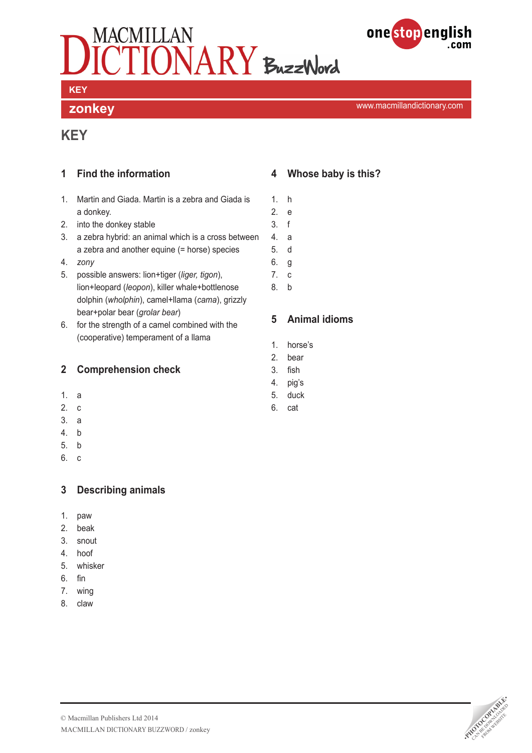# KEY

## zonkey

www.macmillandictionary.com

# KEY

## 1 Find the information

1. Martin and Giada. Martin is a zebra and Giada is a donkey.
2. into the donkey stable
3. a zebra hybrid: an animal which is a cross between a zebra and another equine (= horse) species
4. *zony*
5. possible answers: lion+tiger (*liger, tigon*), lion+leopard (*leopon*), killer whale+bottlenose dolphin (*wholphin*), camel+llama (*cama*), grizzly bear+polar bear (*grolar bear*)
6. for the strength of a camel combined with the (cooperative) temperament of a llama

## 2 Comprehension check

1. a
2. c
3. a
4. b
5. b
6. c

## 3 Describing animals

1. paw
2. beak
3. snout
4. hoof
5. whisker
6. fin
7. wing
8. claw

## 4 Whose baby is this?

1. h
2. e
3. f
4. a
5. d
6. g
7. c
8. b

## 5 Animal idioms

1. horse's
2. bear
3. fish
4. pig's
5. duck
6. cat

© Macmillan Publishers Ltd 2014
MACMILLAN DICTIONARY BUZZWORD / zonkey